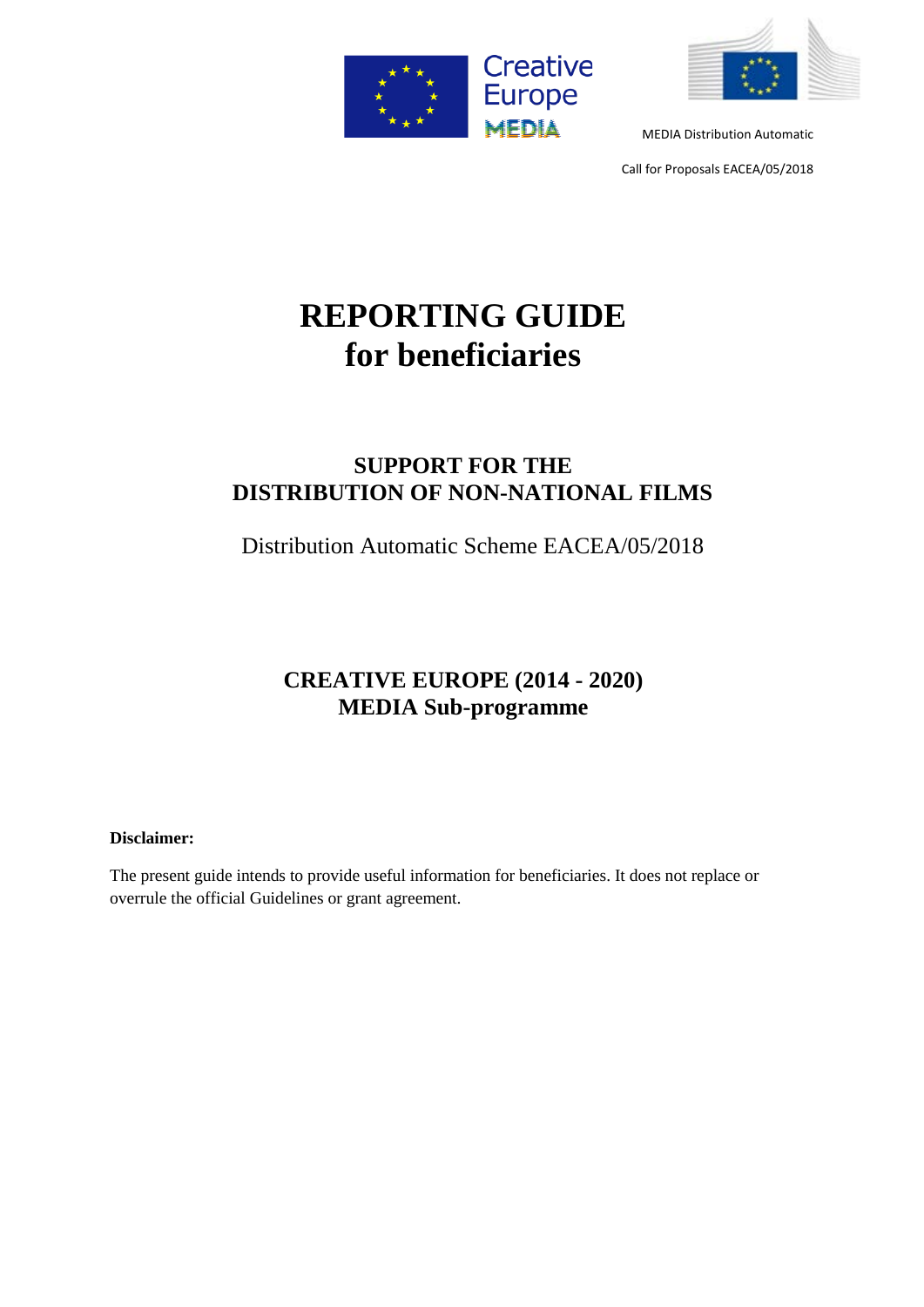MEDIA Distribution Automatic

Call for Proposals EACEA/05/2018

# REPORTING GUIDE
# for beneficiaries

## SUPPORT FOR THE
## DISTRIBUTION OF NON-NATIONAL FILMS

Distribution Automatic Scheme EACEA/05/2018

## CREATIVE EUROPE (2014 - 2020)
## MEDIA Sub-programme

**Disclaimer:**

The present guide intends to provide useful information for beneficiaries. It does not replace or overrule the official Guidelines or grant agreement.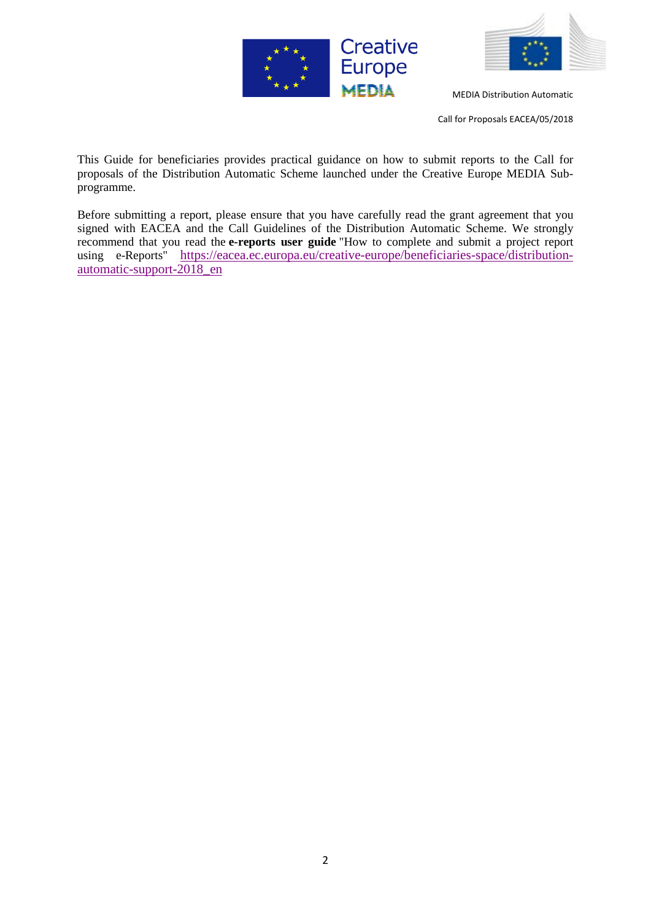This Guide for beneficiaries provides practical guidance on how to submit reports to the Call for proposals of the Distribution Automatic Scheme launched under the Creative Europe MEDIA Sub-programme.

Before submitting a report, please ensure that you have carefully read the grant agreement that you signed with EACEA and the Call Guidelines of the Distribution Automatic Scheme. We strongly recommend that you read the **e-reports user guide** "How to complete and submit a project report using e-Reports" https://eacea.ec.europa.eu/creative-europe/beneficiaries-space/distribution-automatic-support-2018_en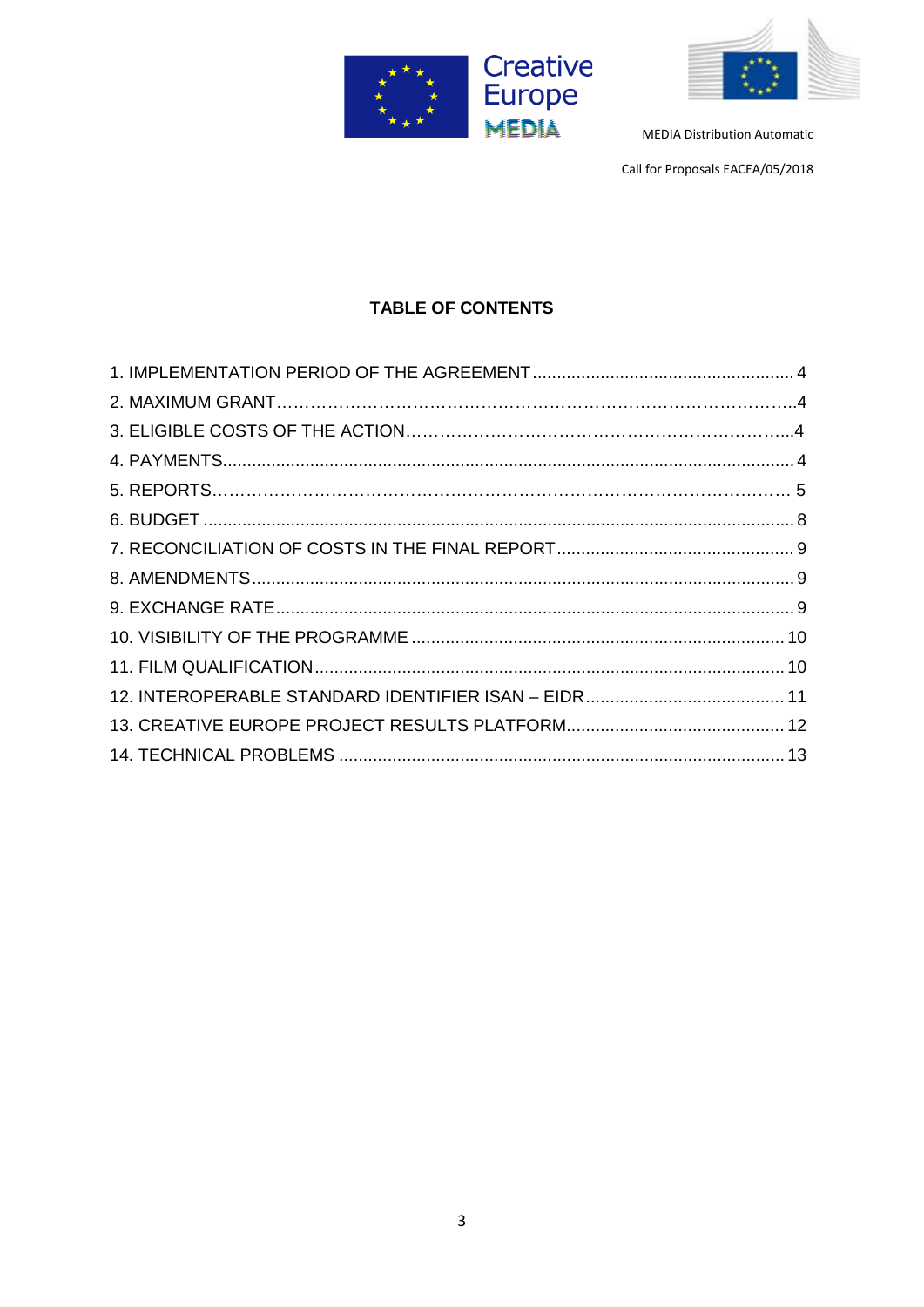**TABLE OF CONTENTS**

1. IMPLEMENTATION PERIOD OF THE AGREEMENT .................................................... 4
2. MAXIMUM GRANT……………………………………………………………………………..4
3. ELIGIBLE COSTS OF THE ACTION………………………………………………………...4
4. PAYMENTS.................................................................................................................... 4
5. REPORTS………………………………………………………………………………………… 5
6. BUDGET ........................................................................................................................ 8
7. RECONCILIATION OF COSTS IN THE FINAL REPORT ................................................ 9
8. AMENDMENTS .............................................................................................................. 9
9. EXCHANGE RATE ......................................................................................................... 9
10. VISIBILITY OF THE PROGRAMME ............................................................................ 10
11. FILM QUALIFICATION ................................................................................................ 10
12. INTEROPERABLE STANDARD IDENTIFIER ISAN – EIDR ......................................... 11
13. CREATIVE EUROPE PROJECT RESULTS PLATFORM ............................................. 12
14. TECHNICAL PROBLEMS ........................................................................................... 13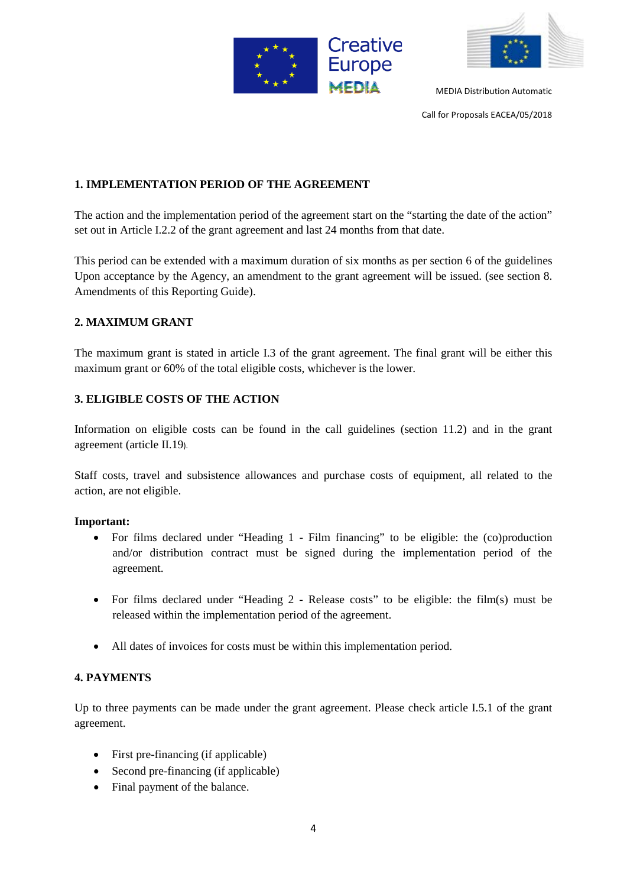## 1. IMPLEMENTATION PERIOD OF THE AGREEMENT

The action and the implementation period of the agreement start on the "starting the date of the action" set out in Article I.2.2 of the grant agreement and last 24 months from that date.

This period can be extended with a maximum duration of six months as per section 6 of the guidelines Upon acceptance by the Agency, an amendment to the grant agreement will be issued. (see section 8. Amendments of this Reporting Guide).

## 2. MAXIMUM GRANT

The maximum grant is stated in article I.3 of the grant agreement. The final grant will be either this maximum grant or 60% of the total eligible costs, whichever is the lower.

## 3. ELIGIBLE COSTS OF THE ACTION

Information on eligible costs can be found in the call guidelines (section 11.2) and in the grant agreement (article II.19).

Staff costs, travel and subsistence allowances and purchase costs of equipment, all related to the action, are not eligible.

**Important:**

- For films declared under "Heading 1 - Film financing" to be eligible: the (co)production and/or distribution contract must be signed during the implementation period of the agreement.
- For films declared under "Heading 2 - Release costs" to be eligible: the film(s) must be released within the implementation period of the agreement.
- All dates of invoices for costs must be within this implementation period.

## 4. PAYMENTS

Up to three payments can be made under the grant agreement. Please check article I.5.1 of the grant agreement.

- First pre-financing (if applicable)
- Second pre-financing (if applicable)
- Final payment of the balance.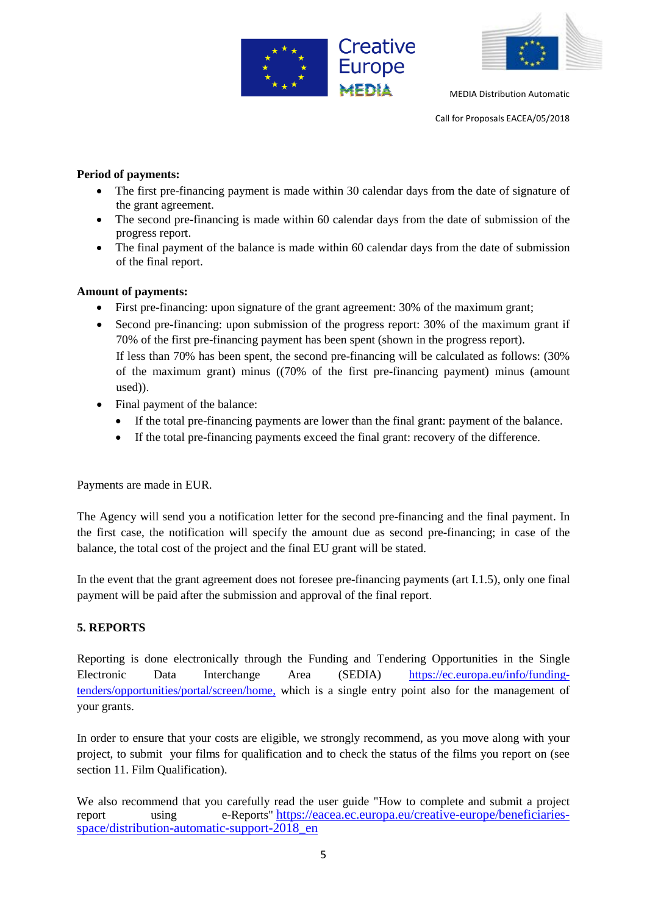**Period of payments:**

- The first pre-financing payment is made within 30 calendar days from the date of signature of the grant agreement.
- The second pre-financing is made within 60 calendar days from the date of submission of the progress report.
- The final payment of the balance is made within 60 calendar days from the date of submission of the final report.

**Amount of payments:**

- First pre-financing: upon signature of the grant agreement: 30% of the maximum grant;
- Second pre-financing: upon submission of the progress report: 30% of the maximum grant if 70% of the first pre-financing payment has been spent (shown in the progress report).
  If less than 70% has been spent, the second pre-financing will be calculated as follows: (30% of the maximum grant) minus ((70% of the first pre-financing payment) minus (amount used)).
- Final payment of the balance:
  - If the total pre-financing payments are lower than the final grant: payment of the balance.
  - If the total pre-financing payments exceed the final grant: recovery of the difference.

Payments are made in EUR.

The Agency will send you a notification letter for the second pre-financing and the final payment. In the first case, the notification will specify the amount due as second pre-financing; in case of the balance, the total cost of the project and the final EU grant will be stated.

In the event that the grant agreement does not foresee pre-financing payments (art I.1.5), only one final payment will be paid after the submission and approval of the final report.

## 5. REPORTS

Reporting is done electronically through the Funding and Tendering Opportunities in the Single Electronic Data Interchange Area (SEDIA) https://ec.europa.eu/info/funding-tenders/opportunities/portal/screen/home, which is a single entry point also for the management of your grants.

In order to ensure that your costs are eligible, we strongly recommend, as you move along with your project, to submit your films for qualification and to check the status of the films you report on (see section 11. Film Qualification).

We also recommend that you carefully read the user guide "How to complete and submit a project report using e-Reports" https://eacea.ec.europa.eu/creative-europe/beneficiaries-space/distribution-automatic-support-2018_en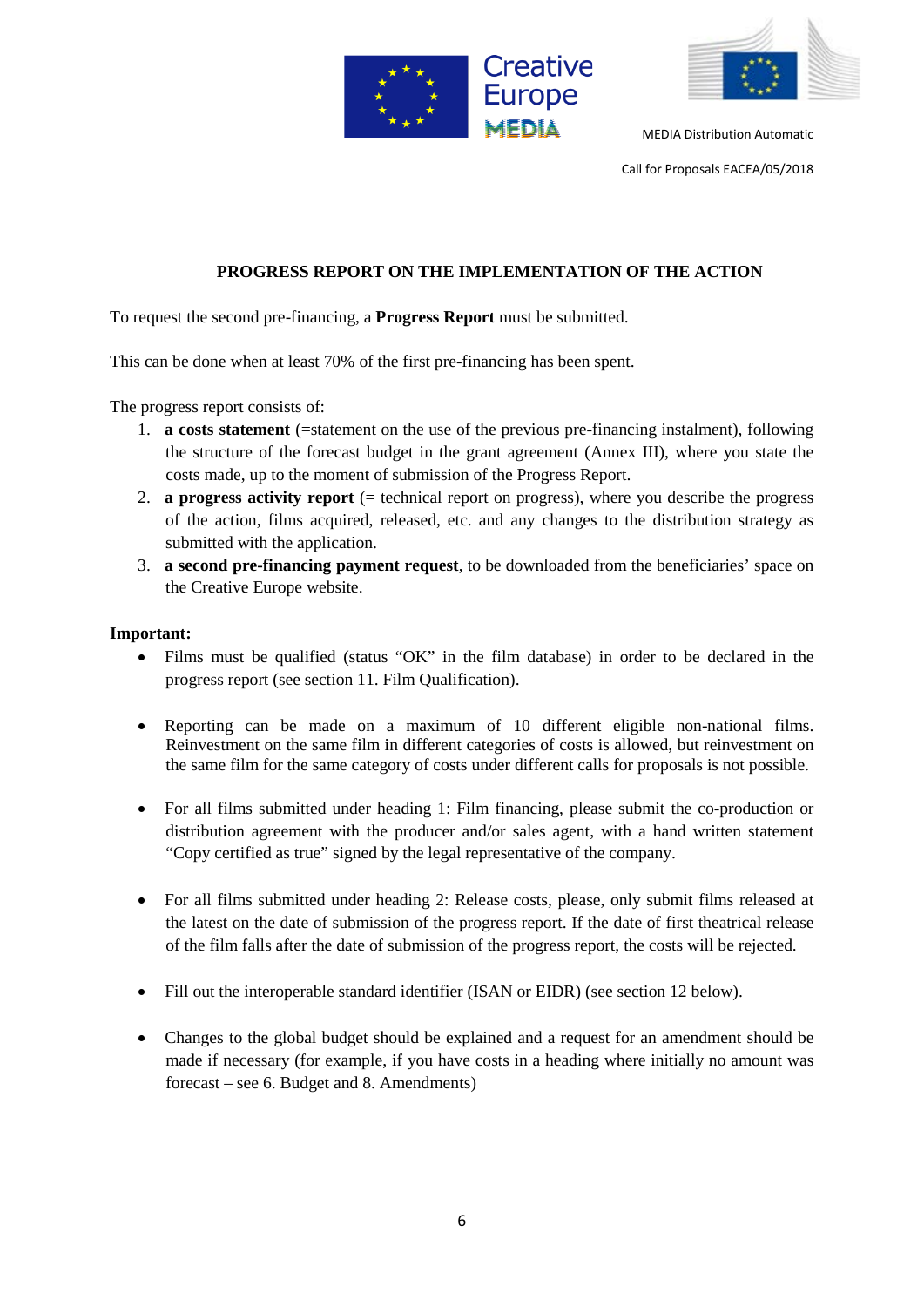## PROGRESS REPORT ON THE IMPLEMENTATION OF THE ACTION

To request the second pre-financing, a **Progress Report** must be submitted.

This can be done when at least 70% of the first pre-financing has been spent.

The progress report consists of:

1. **a costs statement** (=statement on the use of the previous pre-financing instalment), following the structure of the forecast budget in the grant agreement (Annex III), where you state the costs made, up to the moment of submission of the Progress Report.
2. **a progress activity report** (= technical report on progress), where you describe the progress of the action, films acquired, released, etc. and any changes to the distribution strategy as submitted with the application.
3. **a second pre-financing payment request**, to be downloaded from the beneficiaries' space on the Creative Europe website.

**Important:**

- Films must be qualified (status "OK" in the film database) in order to be declared in the progress report (see section 11. Film Qualification).

- Reporting can be made on a maximum of 10 different eligible non-national films. Reinvestment on the same film in different categories of costs is allowed, but reinvestment on the same film for the same category of costs under different calls for proposals is not possible.

- For all films submitted under heading 1: Film financing, please submit the co-production or distribution agreement with the producer and/or sales agent, with a hand written statement "Copy certified as true" signed by the legal representative of the company.

- For all films submitted under heading 2: Release costs, please, only submit films released at the latest on the date of submission of the progress report. If the date of first theatrical release of the film falls after the date of submission of the progress report, the costs will be rejected.

- Fill out the interoperable standard identifier (ISAN or EIDR) (see section 12 below).

- Changes to the global budget should be explained and a request for an amendment should be made if necessary (for example, if you have costs in a heading where initially no amount was forecast – see 6. Budget and 8. Amendments)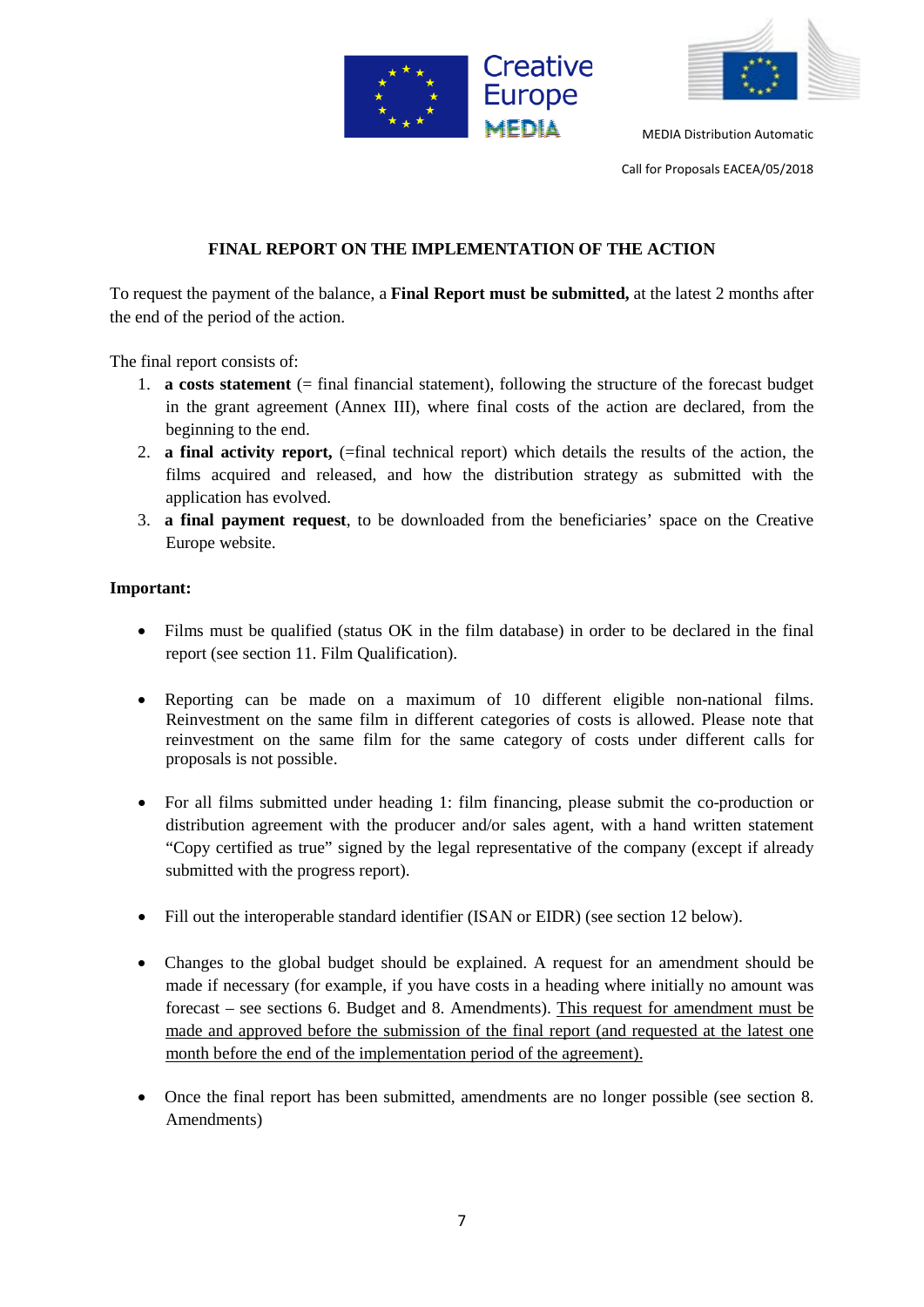MEDIA Distribution Automatic

Call for Proposals EACEA/05/2018

## FINAL REPORT ON THE IMPLEMENTATION OF THE ACTION

To request the payment of the balance, a **Final Report must be submitted,** at the latest 2 months after the end of the period of the action.

The final report consists of:

1. **a costs statement** (= final financial statement), following the structure of the forecast budget in the grant agreement (Annex III), where final costs of the action are declared, from the beginning to the end.
2. **a final activity report,** (=final technical report) which details the results of the action, the films acquired and released, and how the distribution strategy as submitted with the application has evolved.
3. **a final payment request**, to be downloaded from the beneficiaries' space on the Creative Europe website.

**Important:**

- Films must be qualified (status OK in the film database) in order to be declared in the final report (see section 11. Film Qualification).
- Reporting can be made on a maximum of 10 different eligible non-national films. Reinvestment on the same film in different categories of costs is allowed. Please note that reinvestment on the same film for the same category of costs under different calls for proposals is not possible.
- For all films submitted under heading 1: film financing, please submit the co-production or distribution agreement with the producer and/or sales agent, with a hand written statement "Copy certified as true" signed by the legal representative of the company (except if already submitted with the progress report).
- Fill out the interoperable standard identifier (ISAN or EIDR) (see section 12 below).
- Changes to the global budget should be explained. A request for an amendment should be made if necessary (for example, if you have costs in a heading where initially no amount was forecast – see sections 6. Budget and 8. Amendments). <u>This request for amendment must be made and approved before the submission of the final report (and requested at the latest one month before the end of the implementation period of the agreement).</u>
- Once the final report has been submitted, amendments are no longer possible (see section 8. Amendments)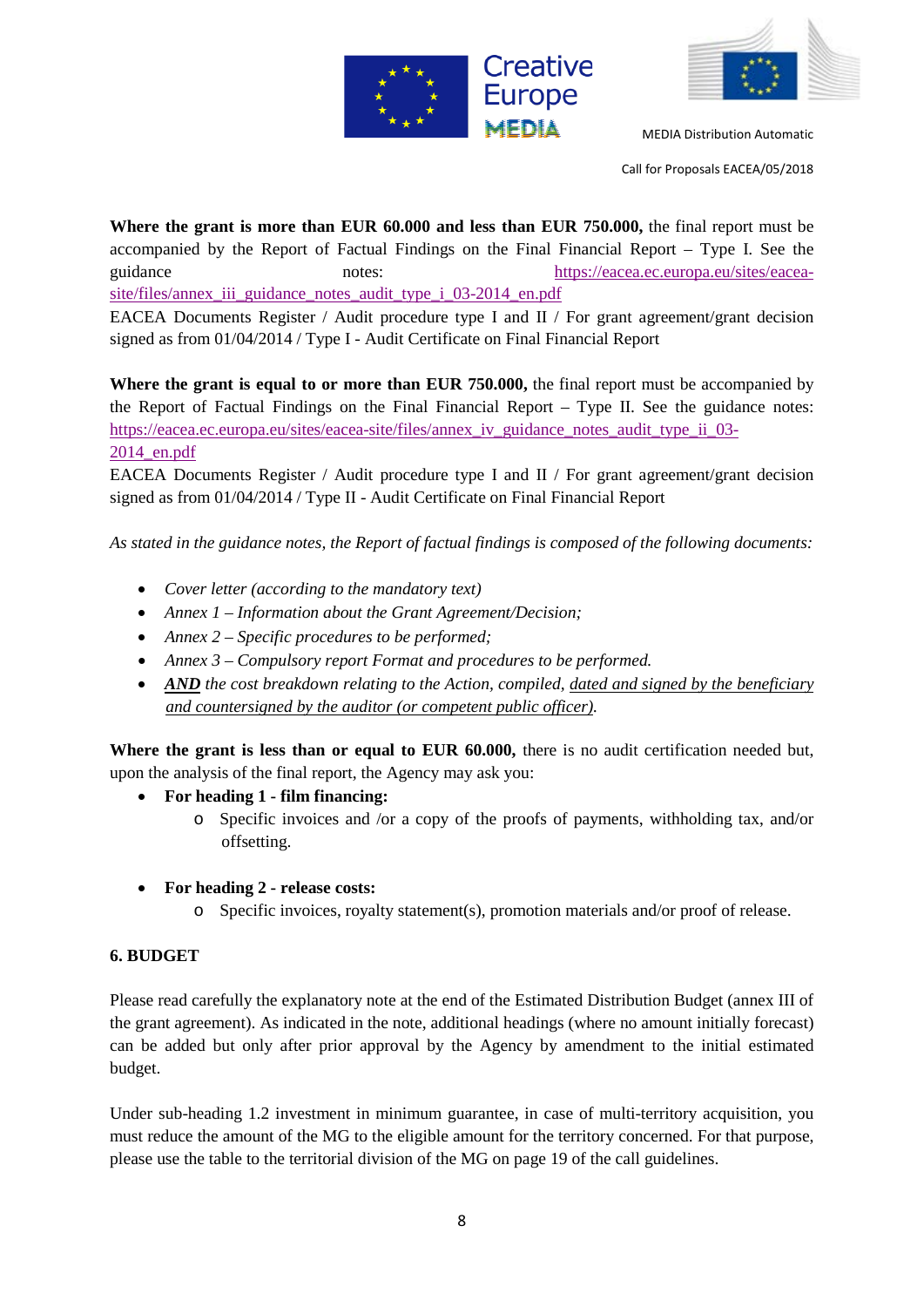**Where the grant is more than EUR 60.000 and less than EUR 750.000,** the final report must be accompanied by the Report of Factual Findings on the Final Financial Report – Type I. See the guidance notes: https://eacea.ec.europa.eu/sites/eacea-site/files/annex_iii_guidance_notes_audit_type_i_03-2014_en.pdf

EACEA Documents Register / Audit procedure type I and II / For grant agreement/grant decision signed as from 01/04/2014 / Type I - Audit Certificate on Final Financial Report

**Where the grant is equal to or more than EUR 750.000,** the final report must be accompanied by the Report of Factual Findings on the Final Financial Report – Type II. See the guidance notes: https://eacea.ec.europa.eu/sites/eacea-site/files/annex_iv_guidance_notes_audit_type_ii_03-2014_en.pdf

EACEA Documents Register / Audit procedure type I and II / For grant agreement/grant decision signed as from 01/04/2014 / Type II - Audit Certificate on Final Financial Report

*As stated in the guidance notes, the Report of factual findings is composed of the following documents:*

- *Cover letter (according to the mandatory text)*
- *Annex 1 – Information about the Grant Agreement/Decision;*
- *Annex 2 – Specific procedures to be performed;*
- *Annex 3 – Compulsory report Format and procedures to be performed.*
- ***AND** the cost breakdown relating to the Action, compiled, dated and signed by the beneficiary and countersigned by the auditor (or competent public officer).*

**Where the grant is less than or equal to EUR 60.000,** there is no audit certification needed but, upon the analysis of the final report, the Agency may ask you:

- **For heading 1 - film financing:**
  - Specific invoices and /or a copy of the proofs of payments, withholding tax, and/or offsetting.
- **For heading 2 - release costs:**
  - Specific invoices, royalty statement(s), promotion materials and/or proof of release.

## 6. BUDGET

Please read carefully the explanatory note at the end of the Estimated Distribution Budget (annex III of the grant agreement). As indicated in the note, additional headings (where no amount initially forecast) can be added but only after prior approval by the Agency by amendment to the initial estimated budget.

Under sub-heading 1.2 investment in minimum guarantee, in case of multi-territory acquisition, you must reduce the amount of the MG to the eligible amount for the territory concerned. For that purpose, please use the table to the territorial division of the MG on page 19 of the call guidelines.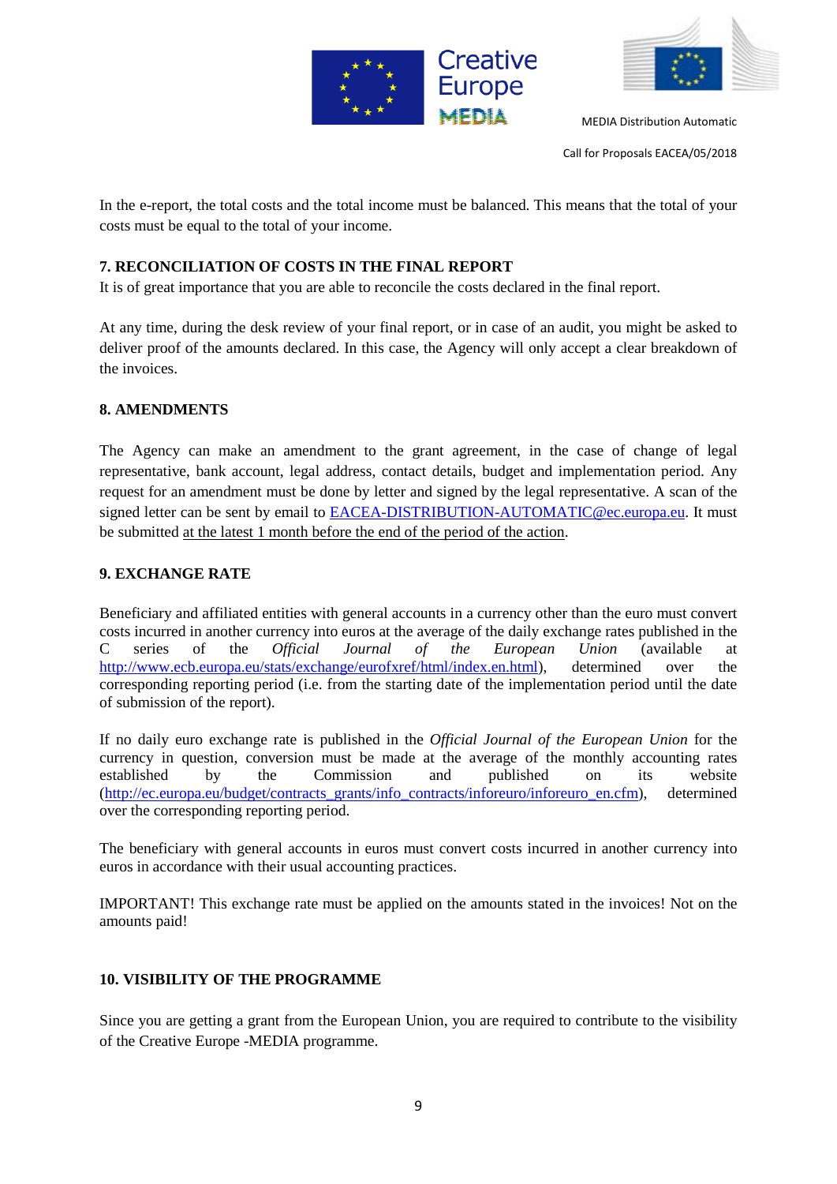In the e-report, the total costs and the total income must be balanced. This means that the total of your costs must be equal to the total of your income.

## 7. RECONCILIATION OF COSTS IN THE FINAL REPORT

It is of great importance that you are able to reconcile the costs declared in the final report.

At any time, during the desk review of your final report, or in case of an audit, you might be asked to deliver proof of the amounts declared. In this case, the Agency will only accept a clear breakdown of the invoices.

## 8. AMENDMENTS

The Agency can make an amendment to the grant agreement, in the case of change of legal representative, bank account, legal address, contact details, budget and implementation period. Any request for an amendment must be done by letter and signed by the legal representative. A scan of the signed letter can be sent by email to EACEA-DISTRIBUTION-AUTOMATIC@ec.europa.eu. It must be submitted at the latest 1 month before the end of the period of the action.

## 9. EXCHANGE RATE

Beneficiary and affiliated entities with general accounts in a currency other than the euro must convert costs incurred in another currency into euros at the average of the daily exchange rates published in the C series of the *Official Journal of the European Union* (available at http://www.ecb.europa.eu/stats/exchange/eurofxref/html/index.en.html), determined over the corresponding reporting period (i.e. from the starting date of the implementation period until the date of submission of the report).

If no daily euro exchange rate is published in the *Official Journal of the European Union* for the currency in question, conversion must be made at the average of the monthly accounting rates established by the Commission and published on its website (http://ec.europa.eu/budget/contracts_grants/info_contracts/inforeuro/inforeuro_en.cfm), determined over the corresponding reporting period.

The beneficiary with general accounts in euros must convert costs incurred in another currency into euros in accordance with their usual accounting practices.

IMPORTANT! This exchange rate must be applied on the amounts stated in the invoices! Not on the amounts paid!

## 10. VISIBILITY OF THE PROGRAMME

Since you are getting a grant from the European Union, you are required to contribute to the visibility of the Creative Europe -MEDIA programme.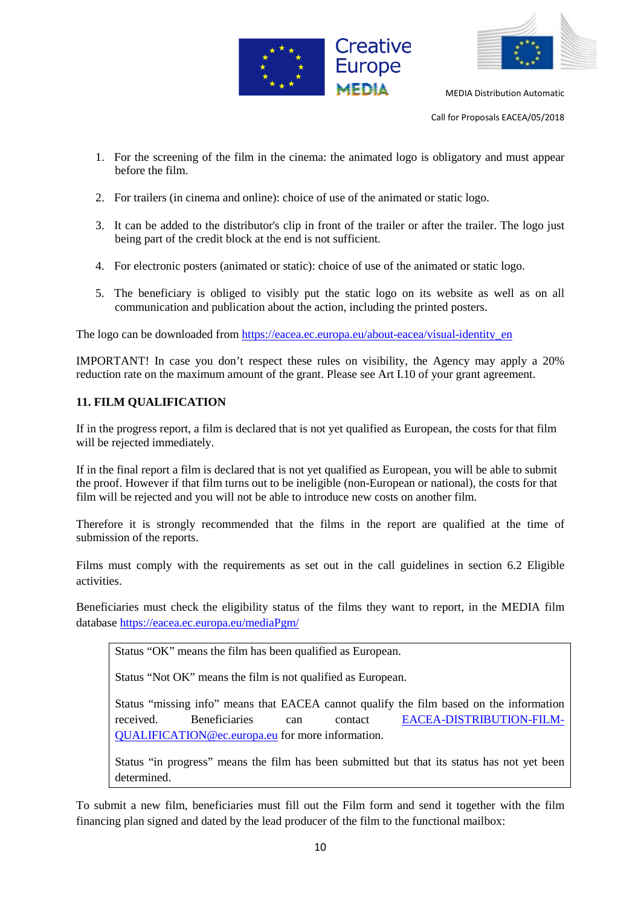1. For the screening of the film in the cinema: the animated logo is obligatory and must appear before the film.

2. For trailers (in cinema and online): choice of use of the animated or static logo.

3. It can be added to the distributor's clip in front of the trailer or after the trailer. The logo just being part of the credit block at the end is not sufficient.

4. For electronic posters (animated or static): choice of use of the animated or static logo.

5. The beneficiary is obliged to visibly put the static logo on its website as well as on all communication and publication about the action, including the printed posters.

The logo can be downloaded from https://eacea.ec.europa.eu/about-eacea/visual-identity_en

IMPORTANT! In case you don't respect these rules on visibility, the Agency may apply a 20% reduction rate on the maximum amount of the grant. Please see Art I.10 of your grant agreement.

## 11. FILM QUALIFICATION

If in the progress report, a film is declared that is not yet qualified as European, the costs for that film will be rejected immediately.

If in the final report a film is declared that is not yet qualified as European, you will be able to submit the proof. However if that film turns out to be ineligible (non-European or national), the costs for that film will be rejected and you will not be able to introduce new costs on another film.

Therefore it is strongly recommended that the films in the report are qualified at the time of submission of the reports.

Films must comply with the requirements as set out in the call guidelines in section 6.2 Eligible activities.

Beneficiaries must check the eligibility status of the films they want to report, in the MEDIA film database https://eacea.ec.europa.eu/mediaPgm/

> Status "OK" means the film has been qualified as European.
>
> Status "Not OK" means the film is not qualified as European.
>
> Status "missing info" means that EACEA cannot qualify the film based on the information received. Beneficiaries can contact EACEA-DISTRIBUTION-FILM-QUALIFICATION@ec.europa.eu for more information.
>
> Status "in progress" means the film has been submitted but that its status has not yet been determined.

To submit a new film, beneficiaries must fill out the Film form and send it together with the film financing plan signed and dated by the lead producer of the film to the functional mailbox: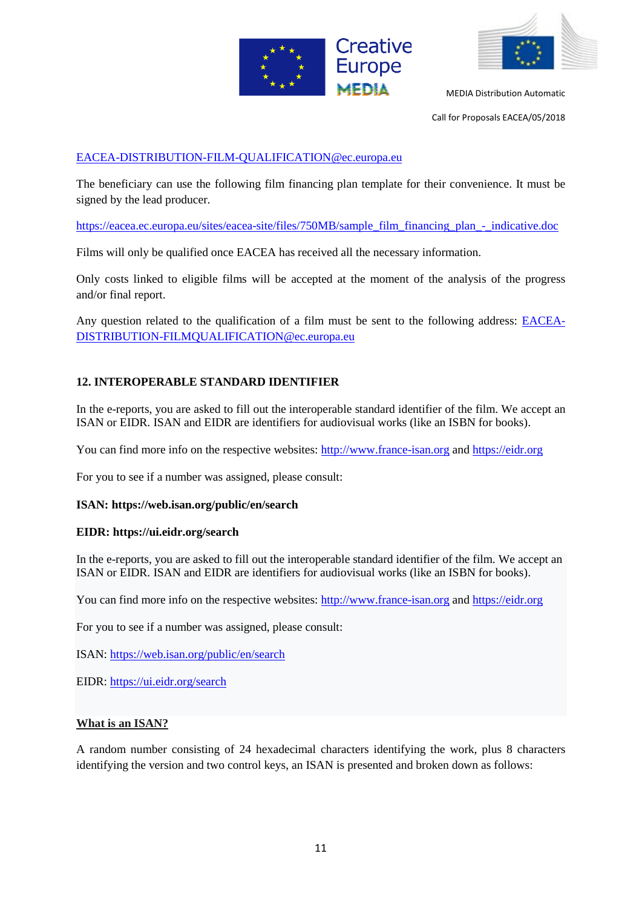EACEA-DISTRIBUTION-FILM-QUALIFICATION@ec.europa.eu

The beneficiary can use the following film financing plan template for their convenience. It must be signed by the lead producer.

https://eacea.ec.europa.eu/sites/eacea-site/files/750MB/sample_film_financing_plan_-_indicative.doc

Films will only be qualified once EACEA has received all the necessary information.

Only costs linked to eligible films will be accepted at the moment of the analysis of the progress and/or final report.

Any question related to the qualification of a film must be sent to the following address: EACEA-DISTRIBUTION-FILMQUALIFICATION@ec.europa.eu

## 12. INTEROPERABLE STANDARD IDENTIFIER

In the e-reports, you are asked to fill out the interoperable standard identifier of the film. We accept an ISAN or EIDR. ISAN and EIDR are identifiers for audiovisual works (like an ISBN for books).

You can find more info on the respective websites: http://www.france-isan.org and https://eidr.org

For you to see if a number was assigned, please consult:

**ISAN: https://web.isan.org/public/en/search**

**EIDR: https://ui.eidr.org/search**

In the e-reports, you are asked to fill out the interoperable standard identifier of the film. We accept an ISAN or EIDR. ISAN and EIDR are identifiers for audiovisual works (like an ISBN for books).

You can find more info on the respective websites: http://www.france-isan.org and https://eidr.org

For you to see if a number was assigned, please consult:

ISAN: https://web.isan.org/public/en/search

EIDR: https://ui.eidr.org/search

**What is an ISAN?**

A random number consisting of 24 hexadecimal characters identifying the work, plus 8 characters identifying the version and two control keys, an ISAN is presented and broken down as follows: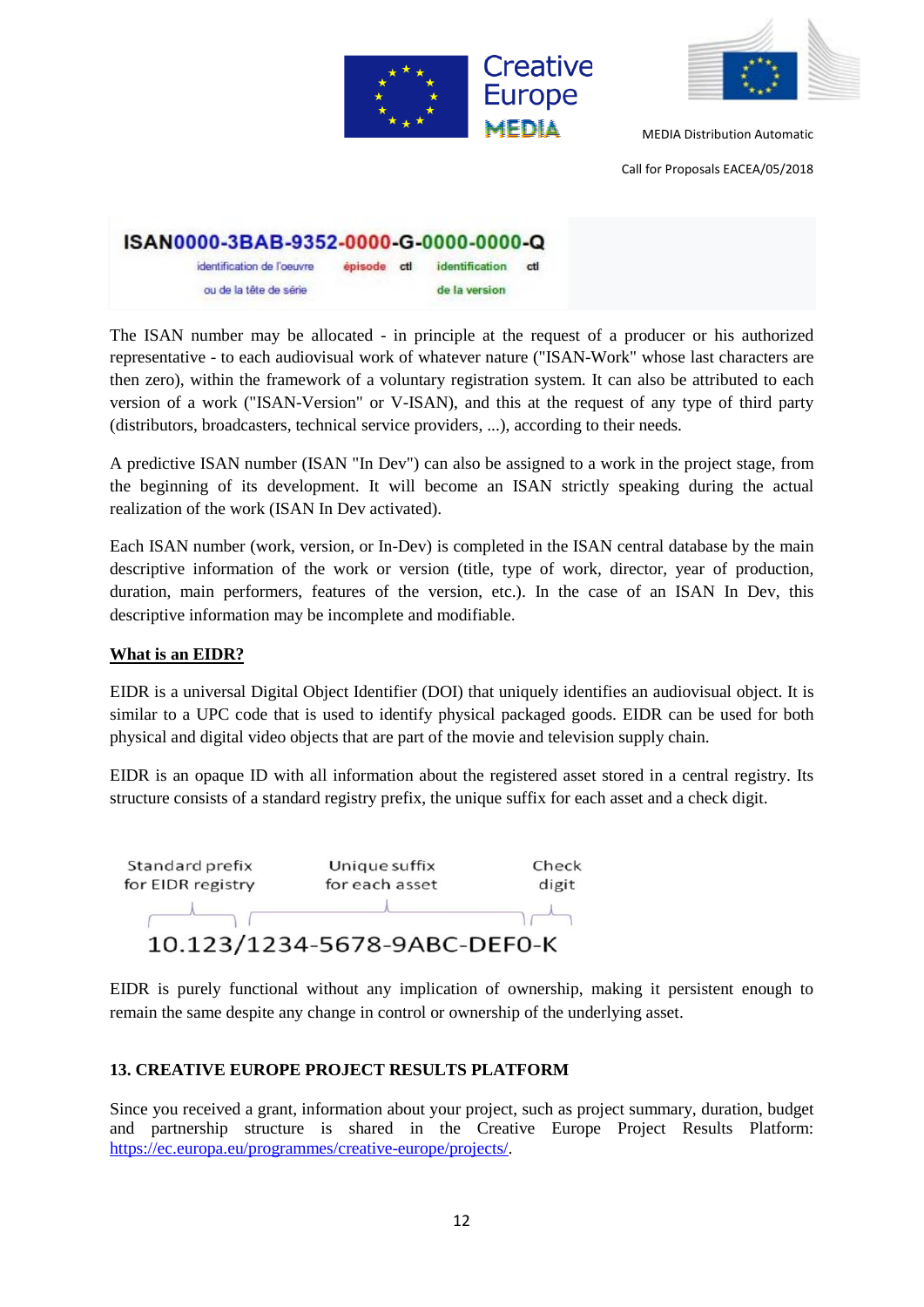ISAN0000-3BAB-9352-0000-G-0000-0000-Q

identification de l'oeuvre ou de la tête de série | épisode | ctl | identification de la version | ctl

The ISAN number may be allocated - in principle at the request of a producer or his authorized representative - to each audiovisual work of whatever nature ("ISAN-Work" whose last characters are then zero), within the framework of a voluntary registration system. It can also be attributed to each version of a work ("ISAN-Version" or V-ISAN), and this at the request of any type of third party (distributors, broadcasters, technical service providers, ...), according to their needs.

A predictive ISAN number (ISAN "In Dev") can also be assigned to a work in the project stage, from the beginning of its development. It will become an ISAN strictly speaking during the actual realization of the work (ISAN In Dev activated).

Each ISAN number (work, version, or In-Dev) is completed in the ISAN central database by the main descriptive information of the work or version (title, type of work, director, year of production, duration, main performers, features of the version, etc.). In the case of an ISAN In Dev, this descriptive information may be incomplete and modifiable.

**What is an EIDR?**

EIDR is a universal Digital Object Identifier (DOI) that uniquely identifies an audiovisual object. It is similar to a UPC code that is used to identify physical packaged goods. EIDR can be used for both physical and digital video objects that are part of the movie and television supply chain.

EIDR is an opaque ID with all information about the registered asset stored in a central registry. Its structure consists of a standard registry prefix, the unique suffix for each asset and a check digit.

Standard prefix for EIDR registry | Unique suffix for each asset | Check digit

10.123/1234-5678-9ABC-DEF0-K

EIDR is purely functional without any implication of ownership, making it persistent enough to remain the same despite any change in control or ownership of the underlying asset.

## 13. CREATIVE EUROPE PROJECT RESULTS PLATFORM

Since you received a grant, information about your project, such as project summary, duration, budget and partnership structure is shared in the Creative Europe Project Results Platform: https://ec.europa.eu/programmes/creative-europe/projects/.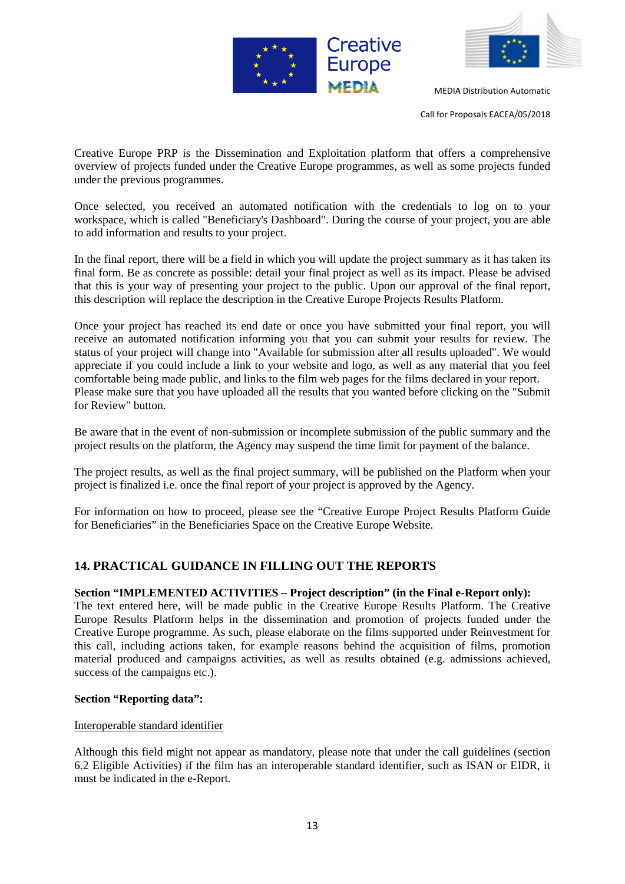Creative Europe PRP is the Dissemination and Exploitation platform that offers a comprehensive overview of projects funded under the Creative Europe programmes, as well as some projects funded under the previous programmes.

Once selected, you received an automated notification with the credentials to log on to your workspace, which is called "Beneficiary's Dashboard". During the course of your project, you are able to add information and results to your project.

In the final report, there will be a field in which you will update the project summary as it has taken its final form. Be as concrete as possible: detail your final project as well as its impact. Please be advised that this is your way of presenting your project to the public. Upon our approval of the final report, this description will replace the description in the Creative Europe Projects Results Platform.

Once your project has reached its end date or once you have submitted your final report, you will receive an automated notification informing you that you can submit your results for review. The status of your project will change into "Available for submission after all results uploaded". We would appreciate if you could include a link to your website and logo, as well as any material that you feel comfortable being made public, and links to the film web pages for the films declared in your report. Please make sure that you have uploaded all the results that you wanted before clicking on the "Submit for Review" button.

Be aware that in the event of non-submission or incomplete submission of the public summary and the project results on the platform, the Agency may suspend the time limit for payment of the balance.

The project results, as well as the final project summary, will be published on the Platform when your project is finalized i.e. once the final report of your project is approved by the Agency.

For information on how to proceed, please see the "Creative Europe Project Results Platform Guide for Beneficiaries" in the Beneficiaries Space on the Creative Europe Website.

## 14. PRACTICAL GUIDANCE IN FILLING OUT THE REPORTS

**Section "IMPLEMENTED ACTIVITIES – Project description" (in the Final e-Report only):**
The text entered here, will be made public in the Creative Europe Results Platform. The Creative Europe Results Platform helps in the dissemination and promotion of projects funded under the Creative Europe programme. As such, please elaborate on the films supported under Reinvestment for this call, including actions taken, for example reasons behind the acquisition of films, promotion material produced and campaigns activities, as well as results obtained (e.g. admissions achieved, success of the campaigns etc.).

**Section "Reporting data":**

<u>Interoperable standard identifier</u>

Although this field might not appear as mandatory, please note that under the call guidelines (section 6.2 Eligible Activities) if the film has an interoperable standard identifier, such as ISAN or EIDR, it must be indicated in the e-Report.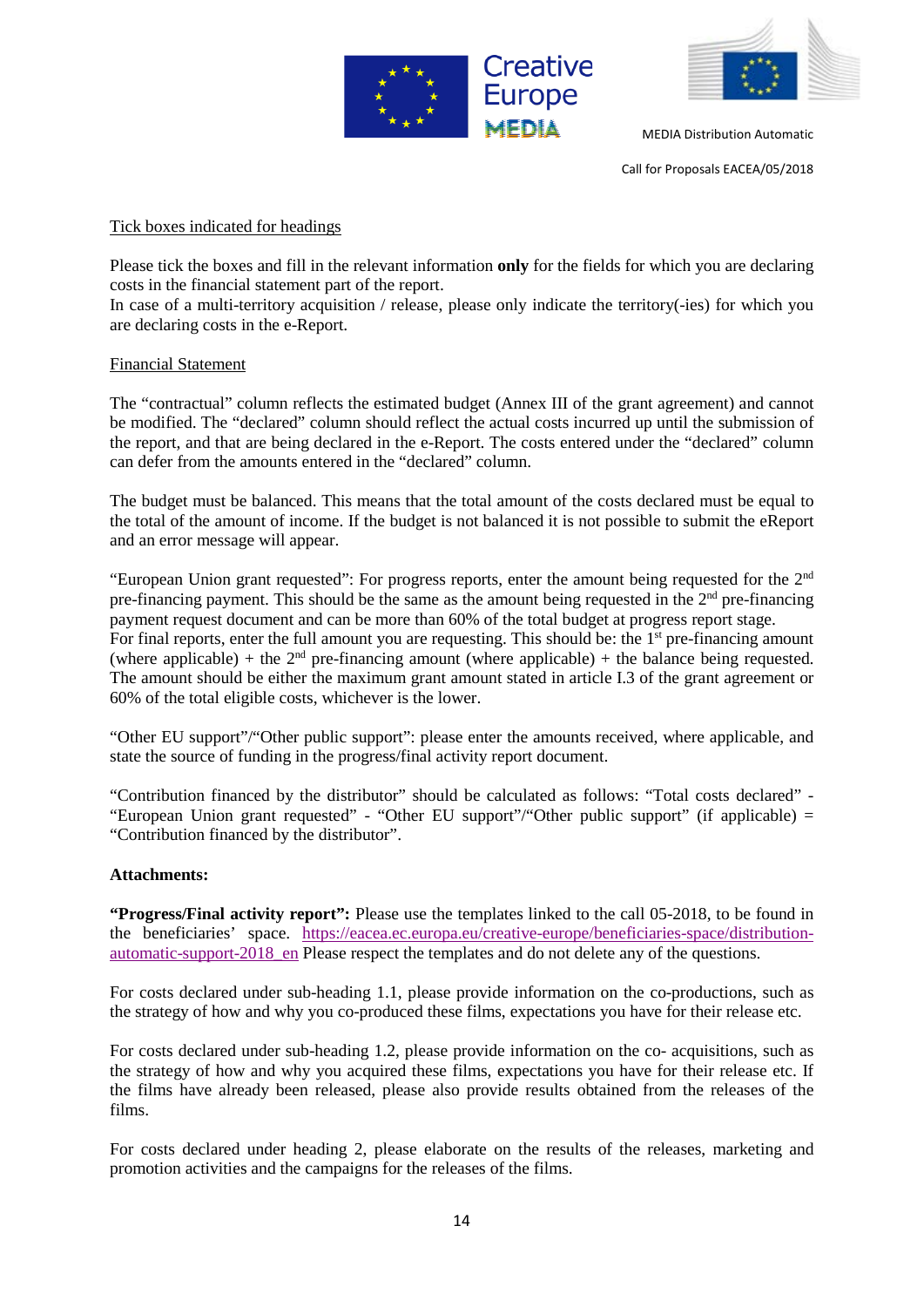Tick boxes indicated for headings

Please tick the boxes and fill in the relevant information **only** for the fields for which you are declaring costs in the financial statement part of the report.
In case of a multi-territory acquisition / release, please only indicate the territory(-ies) for which you are declaring costs in the e-Report.

Financial Statement

The "contractual" column reflects the estimated budget (Annex III of the grant agreement) and cannot be modified. The "declared" column should reflect the actual costs incurred up until the submission of the report, and that are being declared in the e-Report. The costs entered under the "declared" column can defer from the amounts entered in the "declared" column.

The budget must be balanced. This means that the total amount of the costs declared must be equal to the total of the amount of income. If the budget is not balanced it is not possible to submit the eReport and an error message will appear.

"European Union grant requested": For progress reports, enter the amount being requested for the 2nd pre-financing payment. This should be the same as the amount being requested in the 2nd pre-financing payment request document and can be more than 60% of the total budget at progress report stage.
For final reports, enter the full amount you are requesting. This should be: the 1st pre-financing amount (where applicable) + the 2nd pre-financing amount (where applicable) + the balance being requested. The amount should be either the maximum grant amount stated in article I.3 of the grant agreement or 60% of the total eligible costs, whichever is the lower.

"Other EU support"/"Other public support": please enter the amounts received, where applicable, and state the source of funding in the progress/final activity report document.

"Contribution financed by the distributor" should be calculated as follows: "Total costs declared" - "European Union grant requested" - "Other EU support"/"Other public support" (if applicable) = "Contribution financed by the distributor".

**Attachments:**

**"Progress/Final activity report":** Please use the templates linked to the call 05-2018, to be found in the beneficiaries' space. [https://eacea.ec.europa.eu/creative-europe/beneficiaries-space/distribution-automatic-support-2018_en](https://eacea.ec.europa.eu/creative-europe/beneficiaries-space/distribution-automatic-support-2018_en) Please respect the templates and do not delete any of the questions.

For costs declared under sub-heading 1.1, please provide information on the co-productions, such as the strategy of how and why you co-produced these films, expectations you have for their release etc.

For costs declared under sub-heading 1.2, please provide information on the co- acquisitions, such as the strategy of how and why you acquired these films, expectations you have for their release etc. If the films have already been released, please also provide results obtained from the releases of the films.

For costs declared under heading 2, please elaborate on the results of the releases, marketing and promotion activities and the campaigns for the releases of the films.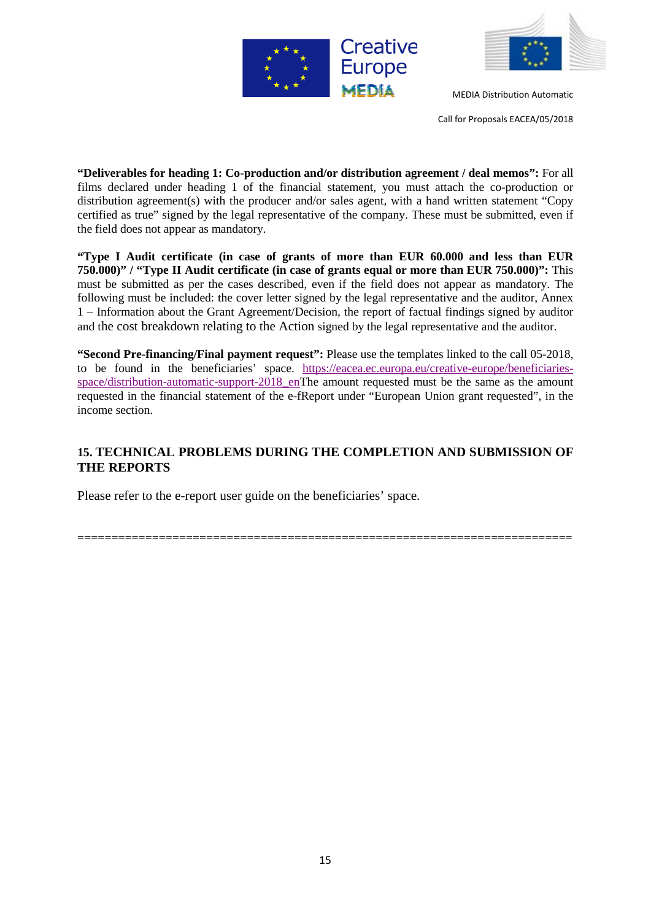**"Deliverables for heading 1: Co-production and/or distribution agreement / deal memos":** For all films declared under heading 1 of the financial statement, you must attach the co-production or distribution agreement(s) with the producer and/or sales agent, with a hand written statement "Copy certified as true" signed by the legal representative of the company. These must be submitted, even if the field does not appear as mandatory.

**"Type I Audit certificate (in case of grants of more than EUR 60.000 and less than EUR 750.000)" / "Type II Audit certificate (in case of grants equal or more than EUR 750.000)":** This must be submitted as per the cases described, even if the field does not appear as mandatory. The following must be included: the cover letter signed by the legal representative and the auditor, Annex 1 – Information about the Grant Agreement/Decision, the report of factual findings signed by auditor and the cost breakdown relating to the Action signed by the legal representative and the auditor.

**"Second Pre-financing/Final payment request":** Please use the templates linked to the call 05-2018, to be found in the beneficiaries' space. https://eacea.ec.europa.eu/creative-europe/beneficiaries-space/distribution-automatic-support-2018_enThe amount requested must be the same as the amount requested in the financial statement of the e-fReport under "European Union grant requested", in the income section.

## 15. TECHNICAL PROBLEMS DURING THE COMPLETION AND SUBMISSION OF THE REPORTS

Please refer to the e-report user guide on the beneficiaries' space.

========================================================================